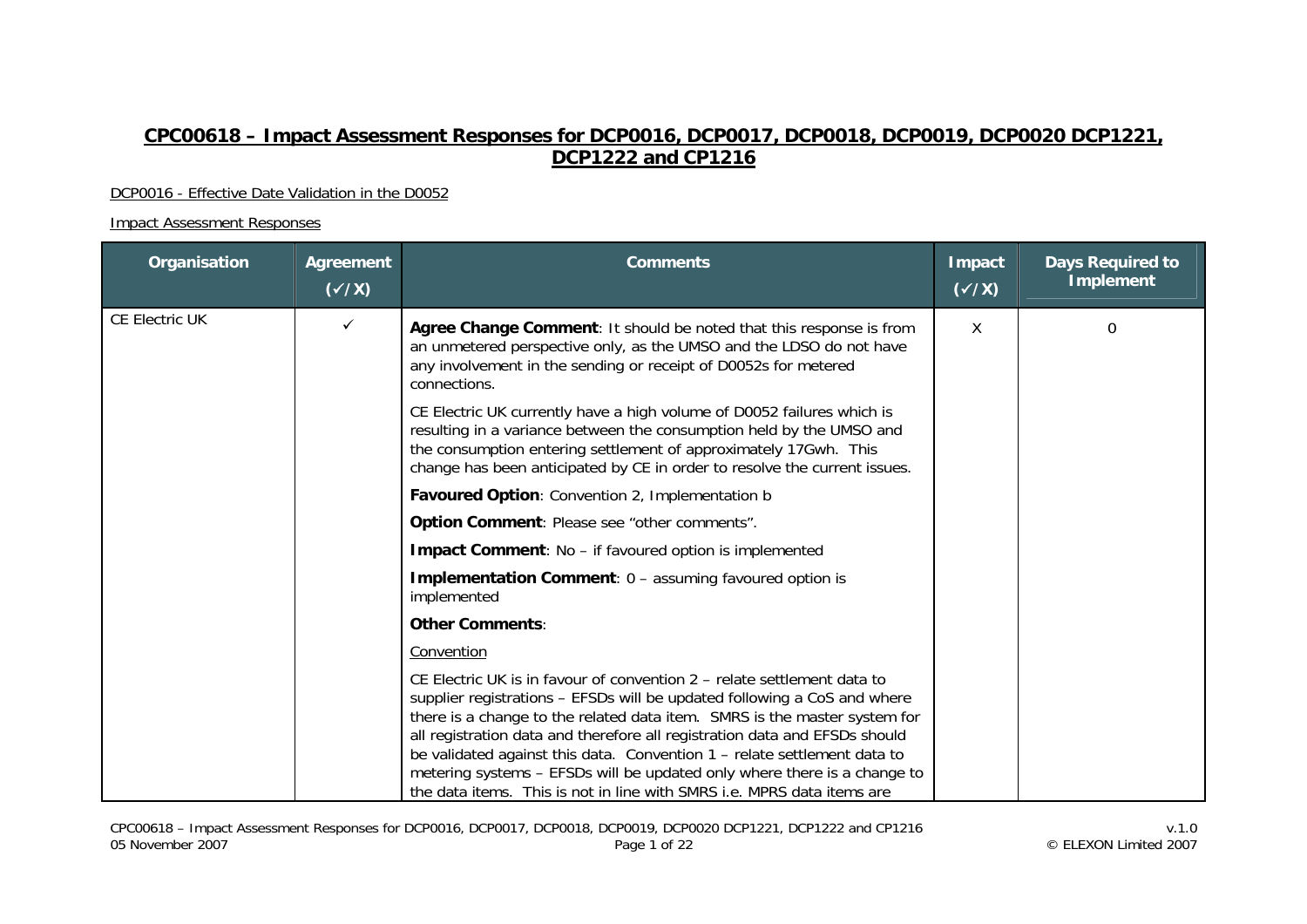# CPC00618 – Impact Assessment Responses for DCP0016, DCP0017, DCP0018, DCP0019, DCP0020 DCP1221, DCP1222 and CP1216

DCP0016 - Effective Date Validation in the D0052

Impact Assessment Responses

| Organisation | Agreement (✓/X) | Comments | Impact (✓/X) | Days Required to Implement |
|---|---|---|---|---|
| CE Electric UK | ✓ | **Agree Change Comment**: It should be noted that this response is from an unmetered perspective only, as the UMSO and the LDSO do not have any involvement in the sending or receipt of D0052s for metered connections.<br><br>CE Electric UK currently have a high volume of D0052 failures which is resulting in a variance between the consumption held by the UMSO and the consumption entering settlement of approximately 17Gwh. This change has been anticipated by CE in order to resolve the current issues.<br><br>**Favoured Option**: Convention 2, Implementation b<br><br>**Option Comment**: Please see "other comments".<br><br>**Impact Comment**: No – if favoured option is implemented<br><br>**Implementation Comment**: 0 – assuming favoured option is implemented<br><br>**Other Comments**:<br><br>Convention<br><br>CE Electric UK is in favour of convention 2 – relate settlement data to supplier registrations – EFSDs will be updated following a CoS and where there is a change to the related data item. SMRS is the master system for all registration data and therefore all registration data and EFSDs should be validated against this data. Convention 1 – relate settlement data to metering systems – EFSDs will be updated only where there is a change to the data items. This is not in line with SMRS i.e. MPRS data items are | X | 0 |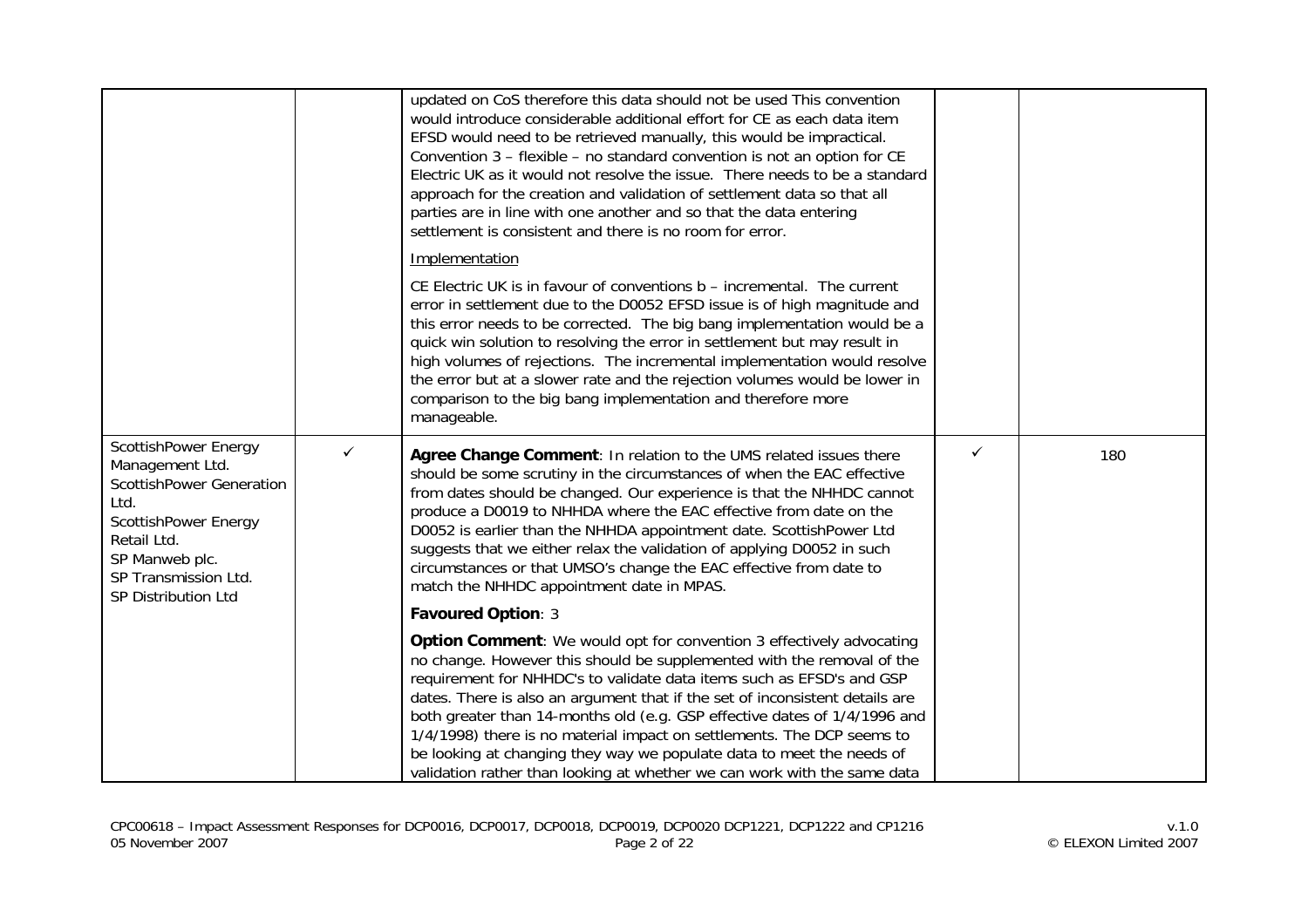| | | | | |
|---|---|---|---|---|
| | | updated on CoS therefore this data should not be used This convention would introduce considerable additional effort for CE as each data item EFSD would need to be retrieved manually, this would be impractical. Convention 3 – flexible – no standard convention is not an option for CE Electric UK as it would not resolve the issue. There needs to be a standard approach for the creation and validation of settlement data so that all parties are in line with one another and so that the data entering settlement is consistent and there is no room for error.<br><br>Implementation<br><br>CE Electric UK is in favour of conventions b – incremental. The current error in settlement due to the D0052 EFSD issue is of high magnitude and this error needs to be corrected. The big bang implementation would be a quick win solution to resolving the error in settlement but may result in high volumes of rejections. The incremental implementation would resolve the error but at a slower rate and the rejection volumes would be lower in comparison to the big bang implementation and therefore more manageable. | | |
| ScottishPower Energy Management Ltd.<br>ScottishPower Generation Ltd.<br>ScottishPower Energy Retail Ltd.<br>SP Manweb plc.<br>SP Transmission Ltd.<br>SP Distribution Ltd | ✓ | **Agree Change Comment**: In relation to the UMS related issues there should be some scrutiny in the circumstances of when the EAC effective from dates should be changed. Our experience is that the NHHDC cannot produce a D0019 to NHHDA where the EAC effective from date on the D0052 is earlier than the NHHDA appointment date. ScottishPower Ltd suggests that we either relax the validation of applying D0052 in such circumstances or that UMSO's change the EAC effective from date to match the NHHDC appointment date in MPAS.<br><br>**Favoured Option**: 3<br><br>**Option Comment**: We would opt for convention 3 effectively advocating no change. However this should be supplemented with the removal of the requirement for NHHDC's to validate data items such as EFSD's and GSP dates. There is also an argument that if the set of inconsistent details are both greater than 14-months old (e.g. GSP effective dates of 1/4/1996 and 1/4/1998) there is no material impact on settlements. The DCP seems to be looking at changing they way we populate data to meet the needs of validation rather than looking at whether we can work with the same data | ✓ | 180 |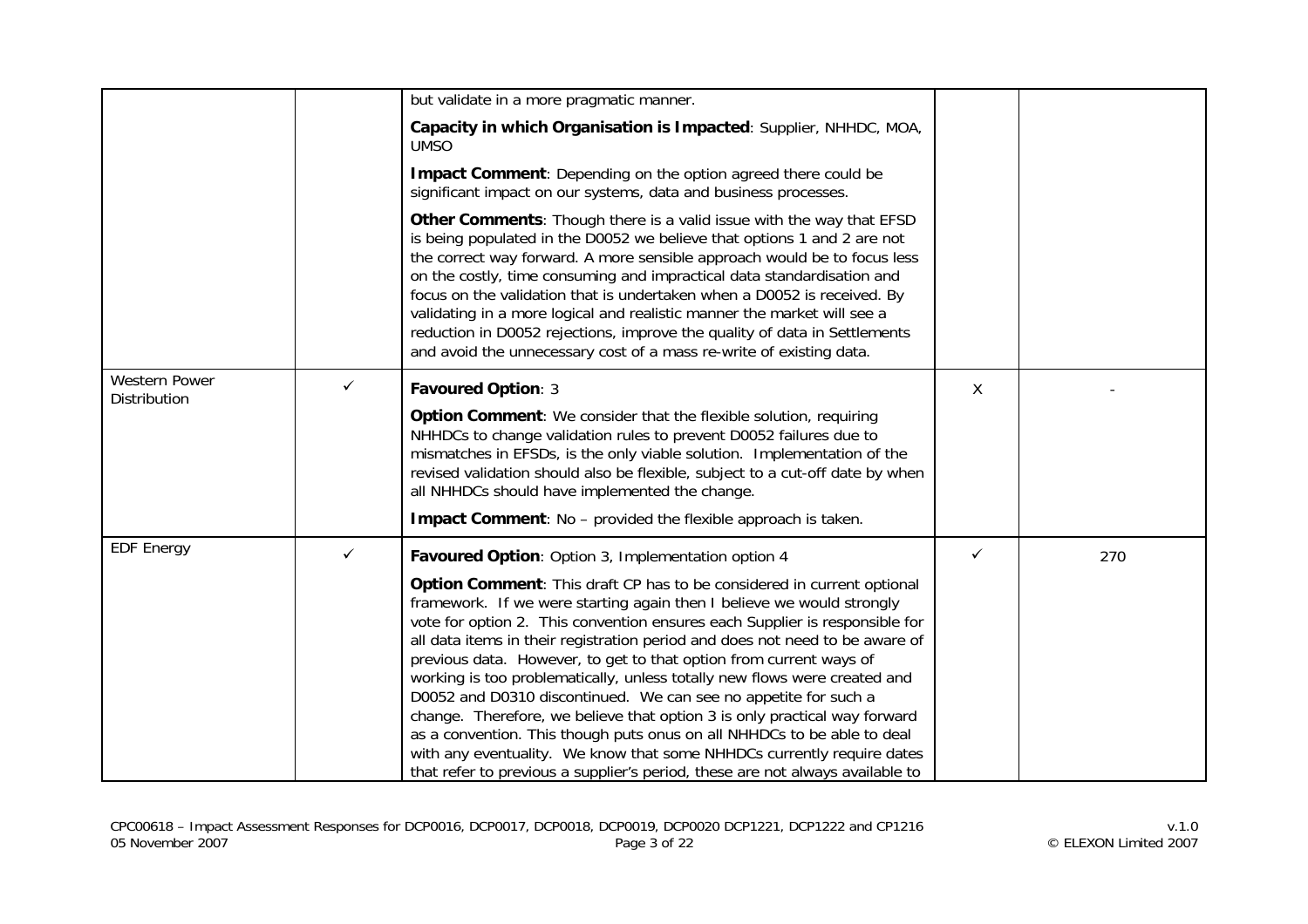| | | | | |
|---|---|---|---|---|
| | | but validate in a more pragmatic manner.<br><br>**Capacity in which Organisation is Impacted**: Supplier, NHHDC, MOA, UMSO<br><br>**Impact Comment**: Depending on the option agreed there could be significant impact on our systems, data and business processes.<br><br>**Other Comments**: Though there is a valid issue with the way that EFSD is being populated in the D0052 we believe that options 1 and 2 are not the correct way forward. A more sensible approach would be to focus less on the costly, time consuming and impractical data standardisation and focus on the validation that is undertaken when a D0052 is received. By validating in a more logical and realistic manner the market will see a reduction in D0052 rejections, improve the quality of data in Settlements and avoid the unnecessary cost of a mass re-write of existing data. | | |
| Western Power Distribution | ✓ | **Favoured Option**: 3<br><br>**Option Comment**: We consider that the flexible solution, requiring NHHDCs to change validation rules to prevent D0052 failures due to mismatches in EFSDs, is the only viable solution. Implementation of the revised validation should also be flexible, subject to a cut-off date by when all NHHDCs should have implemented the change.<br><br>**Impact Comment**: No – provided the flexible approach is taken. | X | - |
| EDF Energy | ✓ | **Favoured Option**: Option 3, Implementation option 4<br><br>**Option Comment**: This draft CP has to be considered in current optional framework. If we were starting again then I believe we would strongly vote for option 2. This convention ensures each Supplier is responsible for all data items in their registration period and does not need to be aware of previous data. However, to get to that option from current ways of working is too problematically, unless totally new flows were created and D0052 and D0310 discontinued. We can see no appetite for such a change. Therefore, we believe that option 3 is only practical way forward as a convention. This though puts onus on all NHHDCs to be able to deal with any eventuality. We know that some NHHDCs currently require dates that refer to previous a supplier's period, these are not always available to | ✓ | 270 |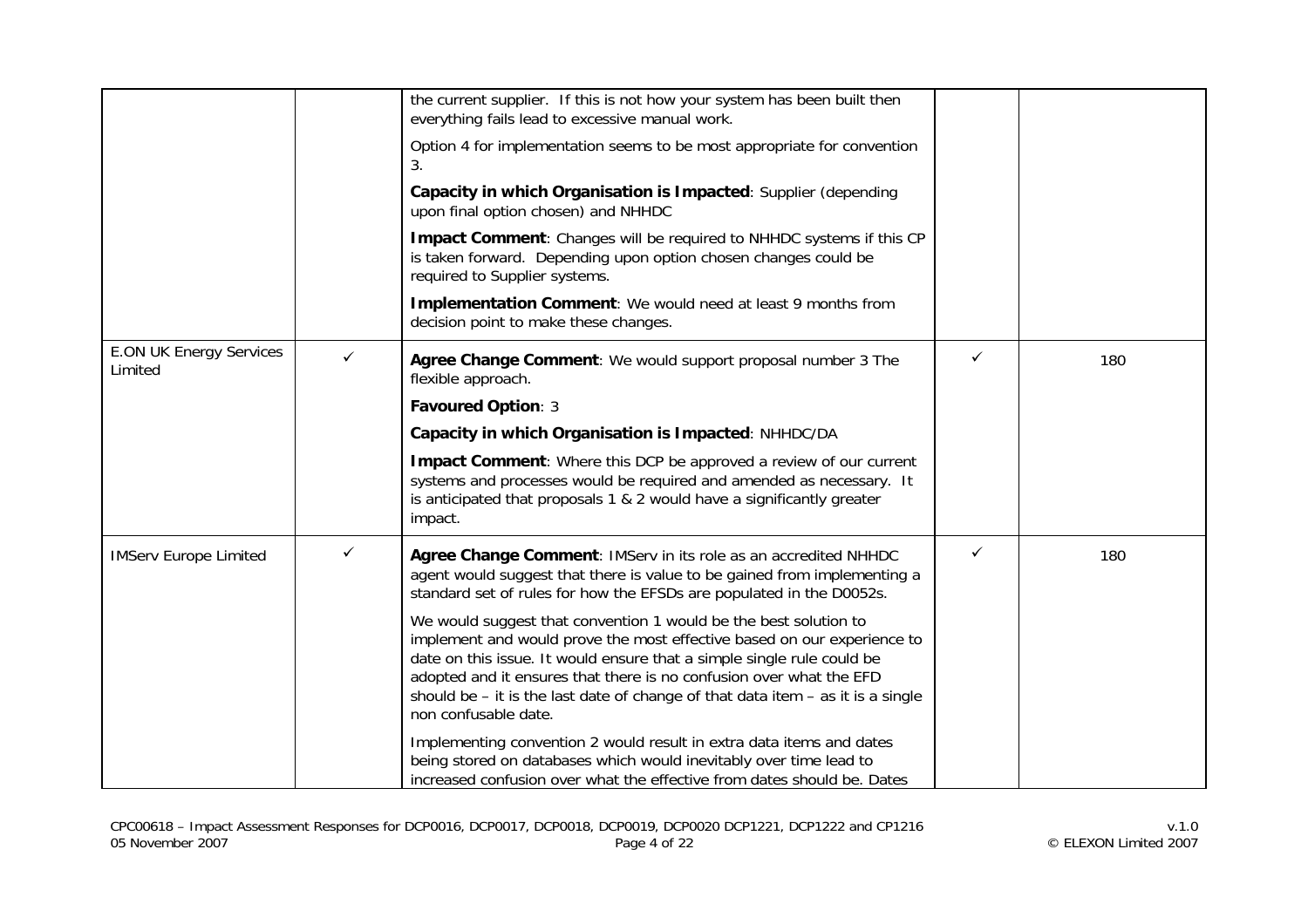| | | | | |
|---|---|---|---|---|
| | | the current supplier. If this is not how your system has been built then everything fails lead to excessive manual work.<br><br>Option 4 for implementation seems to be most appropriate for convention 3.<br><br>**Capacity in which Organisation is Impacted**: Supplier (depending upon final option chosen) and NHHDC<br><br>**Impact Comment**: Changes will be required to NHHDC systems if this CP is taken forward. Depending upon option chosen changes could be required to Supplier systems.<br><br>**Implementation Comment**: We would need at least 9 months from decision point to make these changes. | | |
| E.ON UK Energy Services Limited | ✓ | **Agree Change Comment**: We would support proposal number 3 The flexible approach.<br><br>**Favoured Option**: 3<br><br>**Capacity in which Organisation is Impacted**: NHHDC/DA<br><br>**Impact Comment**: Where this DCP be approved a review of our current systems and processes would be required and amended as necessary. It is anticipated that proposals 1 & 2 would have a significantly greater impact. | ✓ | 180 |
| IMServ Europe Limited | ✓ | **Agree Change Comment**: IMServ in its role as an accredited NHHDC agent would suggest that there is value to be gained from implementing a standard set of rules for how the EFSDs are populated in the D0052s.<br><br>We would suggest that convention 1 would be the best solution to implement and would prove the most effective based on our experience to date on this issue. It would ensure that a simple single rule could be adopted and it ensures that there is no confusion over what the EFD should be – it is the last date of change of that data item – as it is a single non confusable date.<br><br>Implementing convention 2 would result in extra data items and dates being stored on databases which would inevitably over time lead to increased confusion over what the effective from dates should be. Dates | ✓ | 180 |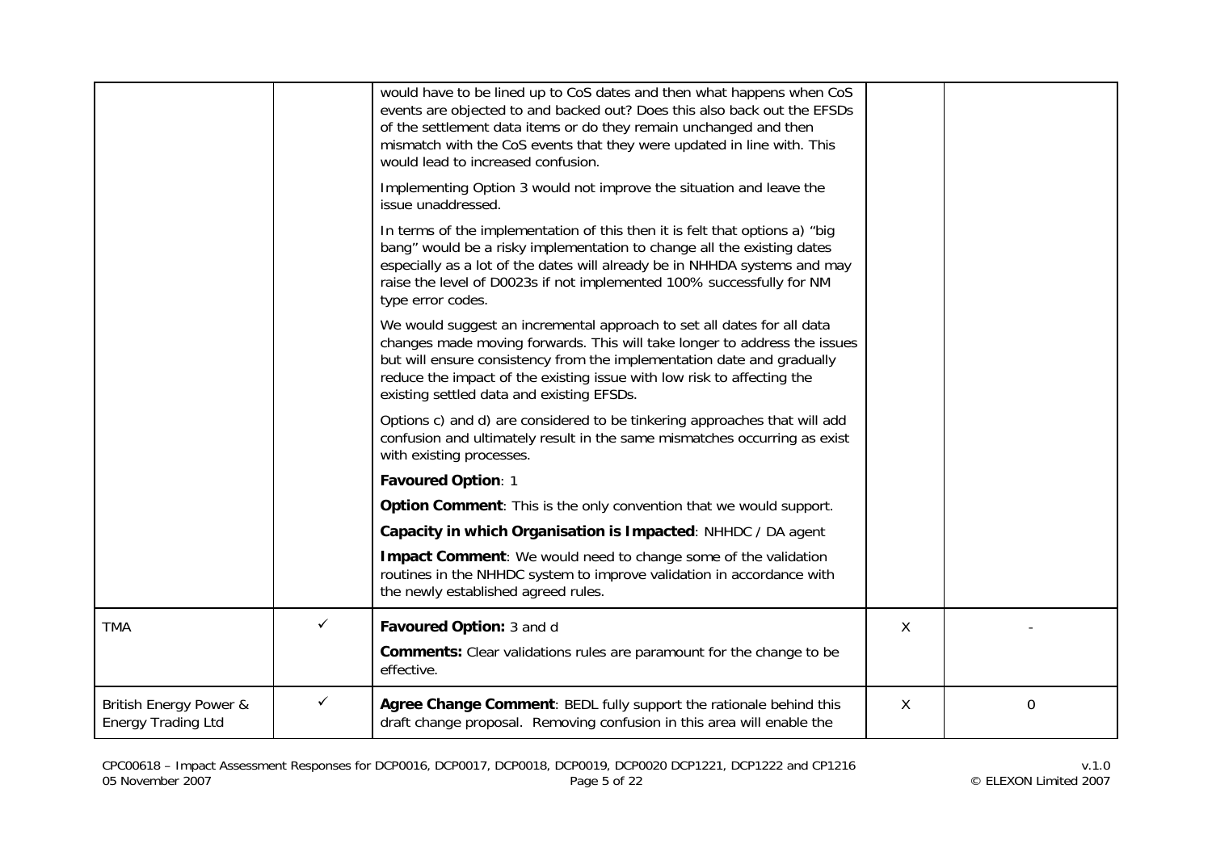| | | | | |
|---|---|---|---|---|
| | | would have to be lined up to CoS dates and then what happens when CoS events are objected to and backed out? Does this also back out the EFSDs of the settlement data items or do they remain unchanged and then mismatch with the CoS events that they were updated in line with. This would lead to increased confusion.<br><br>Implementing Option 3 would not improve the situation and leave the issue unaddressed.<br><br>In terms of the implementation of this then it is felt that options a) "big bang" would be a risky implementation to change all the existing dates especially as a lot of the dates will already be in NHHDA systems and may raise the level of D0023s if not implemented 100% successfully for NM type error codes.<br><br>We would suggest an incremental approach to set all dates for all data changes made moving forwards. This will take longer to address the issues but will ensure consistency from the implementation date and gradually reduce the impact of the existing issue with low risk to affecting the existing settled data and existing EFSDs.<br><br>Options c) and d) are considered to be tinkering approaches that will add confusion and ultimately result in the same mismatches occurring as exist with existing processes.<br><br>**Favoured Option**: 1<br><br>**Option Comment**: This is the only convention that we would support.<br><br>**Capacity in which Organisation is Impacted**: NHHDC / DA agent<br><br>**Impact Comment**: We would need to change some of the validation routines in the NHHDC system to improve validation in accordance with the newly established agreed rules. | | |
| TMA | ✓ | **Favoured Option:** 3 and d<br><br>**Comments:** Clear validations rules are paramount for the change to be effective. | X | - |
| British Energy Power & Energy Trading Ltd | ✓ | **Agree Change Comment**: BEDL fully support the rationale behind this draft change proposal. Removing confusion in this area will enable the | X | 0 |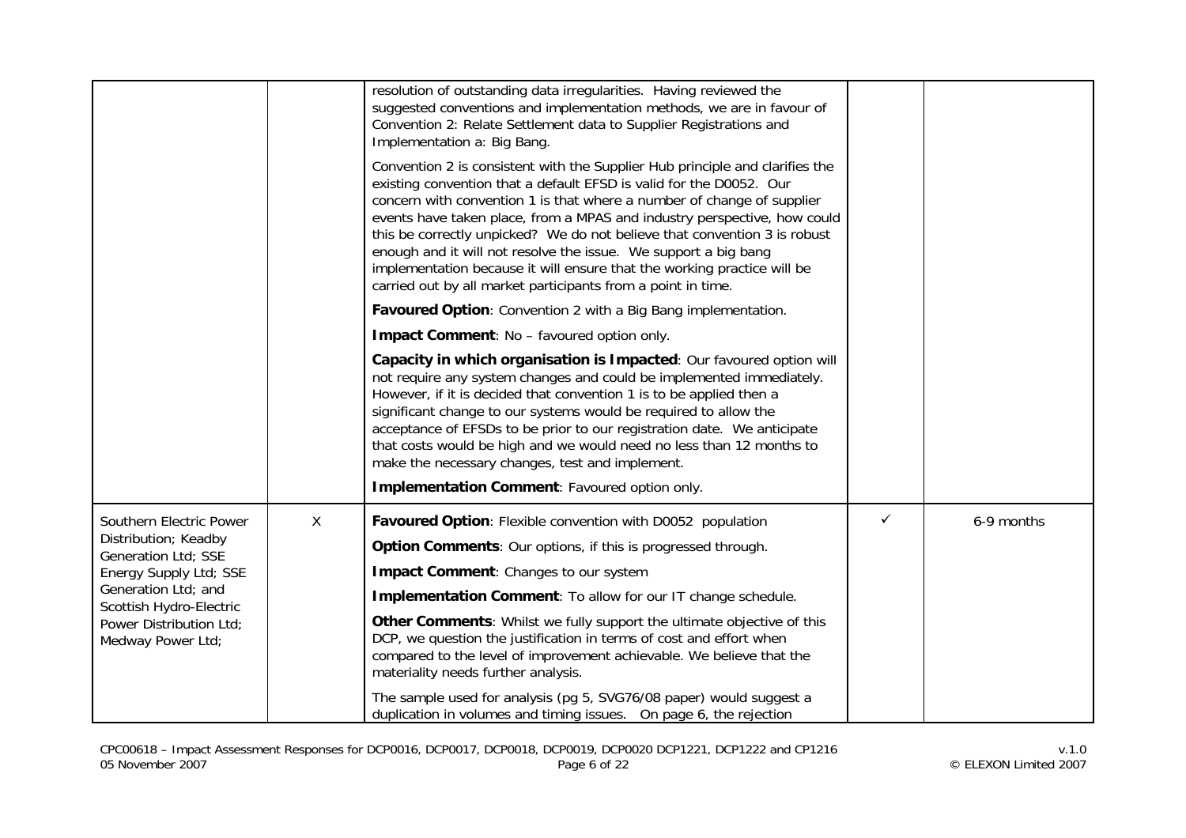| | | | | |
|---|---|---|---|---|
| | | resolution of outstanding data irregularities. Having reviewed the suggested conventions and implementation methods, we are in favour of Convention 2: Relate Settlement data to Supplier Registrations and Implementation a: Big Bang.<br><br>Convention 2 is consistent with the Supplier Hub principle and clarifies the existing convention that a default EFSD is valid for the D0052. Our concern with convention 1 is that where a number of change of supplier events have taken place, from a MPAS and industry perspective, how could this be correctly unpicked? We do not believe that convention 3 is robust enough and it will not resolve the issue. We support a big bang implementation because it will ensure that the working practice will be carried out by all market participants from a point in time.<br><br>**Favoured Option**: Convention 2 with a Big Bang implementation.<br><br>**Impact Comment**: No – favoured option only.<br><br>**Capacity in which organisation is Impacted**: Our favoured option will not require any system changes and could be implemented immediately. However, if it is decided that convention 1 is to be applied then a significant change to our systems would be required to allow the acceptance of EFSDs to be prior to our registration date. We anticipate that costs would be high and we would need no less than 12 months to make the necessary changes, test and implement.<br><br>**Implementation Comment**: Favoured option only. | | |
| Southern Electric Power Distribution; Keadby Generation Ltd; SSE Energy Supply Ltd; SSE Generation Ltd; and Scottish Hydro-Electric Power Distribution Ltd; Medway Power Ltd; | X | **Favoured Option**: Flexible convention with D0052 population<br><br>**Option Comments**: Our options, if this is progressed through.<br><br>**Impact Comment**: Changes to our system<br><br>**Implementation Comment**: To allow for our IT change schedule.<br><br>**Other Comments**: Whilst we fully support the ultimate objective of this DCP, we question the justification in terms of cost and effort when compared to the level of improvement achievable. We believe that the materiality needs further analysis.<br><br>The sample used for analysis (pg 5, SVG76/08 paper) would suggest a duplication in volumes and timing issues. On page 6, the rejection | ✓ | 6-9 months |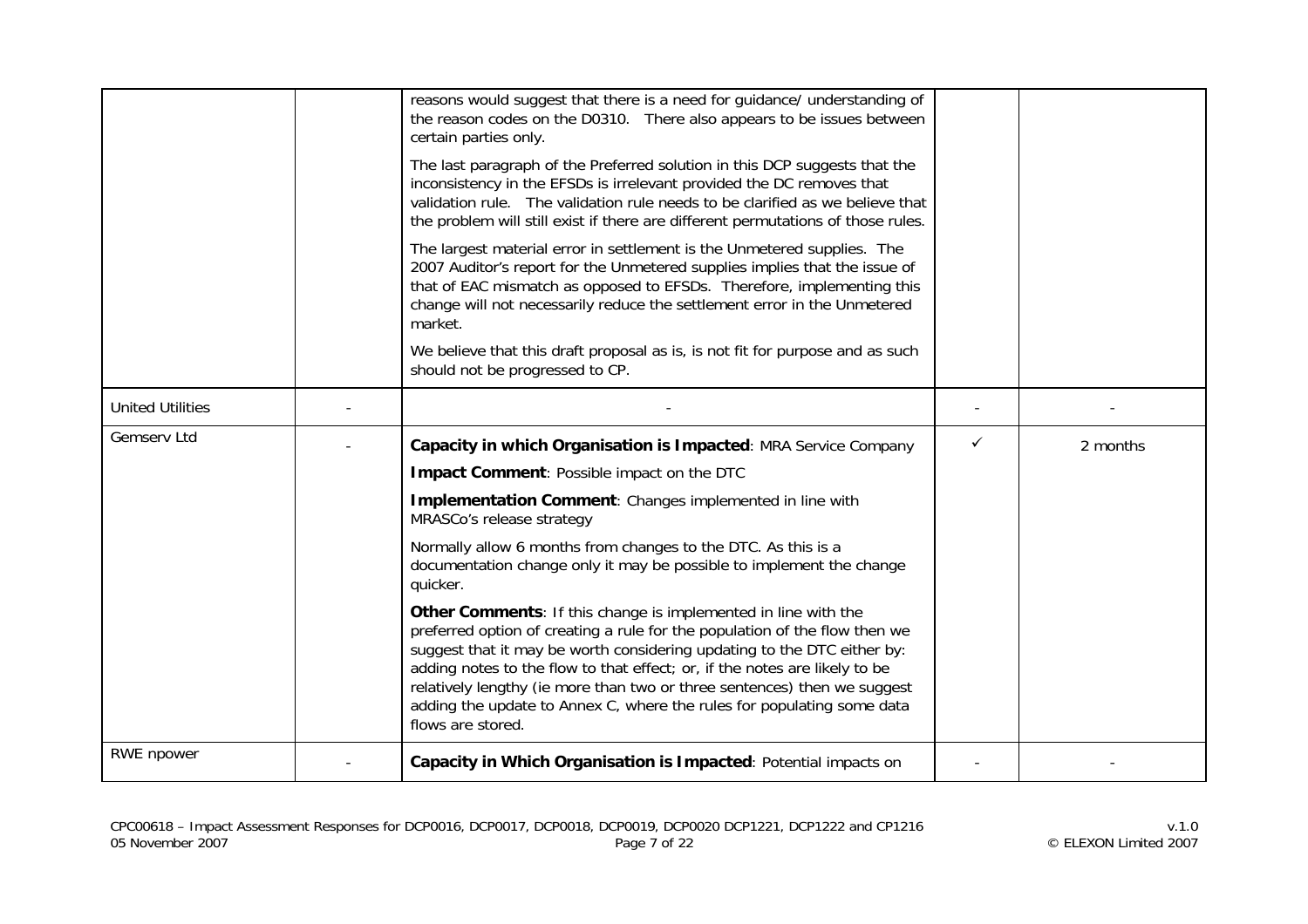| | | | | |
|---|---|---|---|---|
| | | reasons would suggest that there is a need for guidance/ understanding of the reason codes on the D0310. There also appears to be issues between certain parties only.<br><br>The last paragraph of the Preferred solution in this DCP suggests that the inconsistency in the EFSDs is irrelevant provided the DC removes that validation rule. The validation rule needs to be clarified as we believe that the problem will still exist if there are different permutations of those rules.<br><br>The largest material error in settlement is the Unmetered supplies. The 2007 Auditor's report for the Unmetered supplies implies that the issue of that of EAC mismatch as opposed to EFSDs. Therefore, implementing this change will not necessarily reduce the settlement error in the Unmetered market.<br><br>We believe that this draft proposal as is, is not fit for purpose and as such should not be progressed to CP. | | |
| United Utilities | - | - | - | - |
| Gemserv Ltd | - | **Capacity in which Organisation is Impacted**: MRA Service Company<br><br>**Impact Comment**: Possible impact on the DTC<br><br>**Implementation Comment**: Changes implemented in line with MRASCo's release strategy<br><br>Normally allow 6 months from changes to the DTC. As this is a documentation change only it may be possible to implement the change quicker.<br><br>**Other Comments**: If this change is implemented in line with the preferred option of creating a rule for the population of the flow then we suggest that it may be worth considering updating to the DTC either by: adding notes to the flow to that effect; or, if the notes are likely to be relatively lengthy (ie more than two or three sentences) then we suggest adding the update to Annex C, where the rules for populating some data flows are stored. | ✓ | 2 months |
| RWE npower | - | **Capacity in Which Organisation is Impacted**: Potential impacts on | - | - |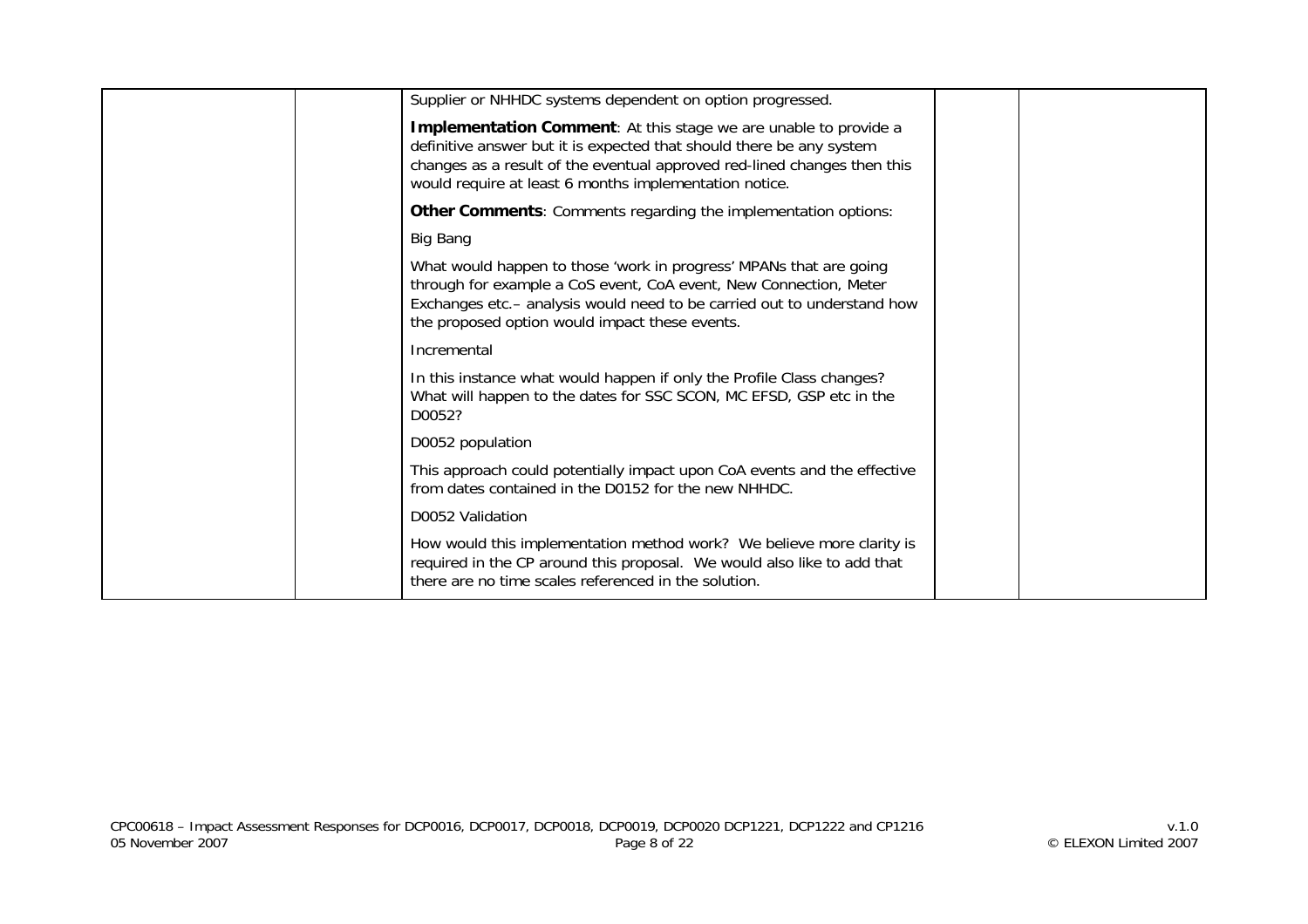| | | | | |
|---|---|---|---|---|
| | | Supplier or NHHDC systems dependent on option progressed.<br><br>**Implementation Comment**: At this stage we are unable to provide a definitive answer but it is expected that should there be any system changes as a result of the eventual approved red-lined changes then this would require at least 6 months implementation notice.<br><br>**Other Comments**: Comments regarding the implementation options:<br><br>Big Bang<br><br>What would happen to those 'work in progress' MPANs that are going through for example a CoS event, CoA event, New Connection, Meter Exchanges etc.– analysis would need to be carried out to understand how the proposed option would impact these events.<br><br>Incremental<br><br>In this instance what would happen if only the Profile Class changes? What will happen to the dates for SSC SCON, MC EFSD, GSP etc in the D0052?<br><br>D0052 population<br><br>This approach could potentially impact upon CoA events and the effective from dates contained in the D0152 for the new NHHDC.<br><br>D0052 Validation<br><br>How would this implementation method work? We believe more clarity is required in the CP around this proposal. We would also like to add that there are no time scales referenced in the solution. | | |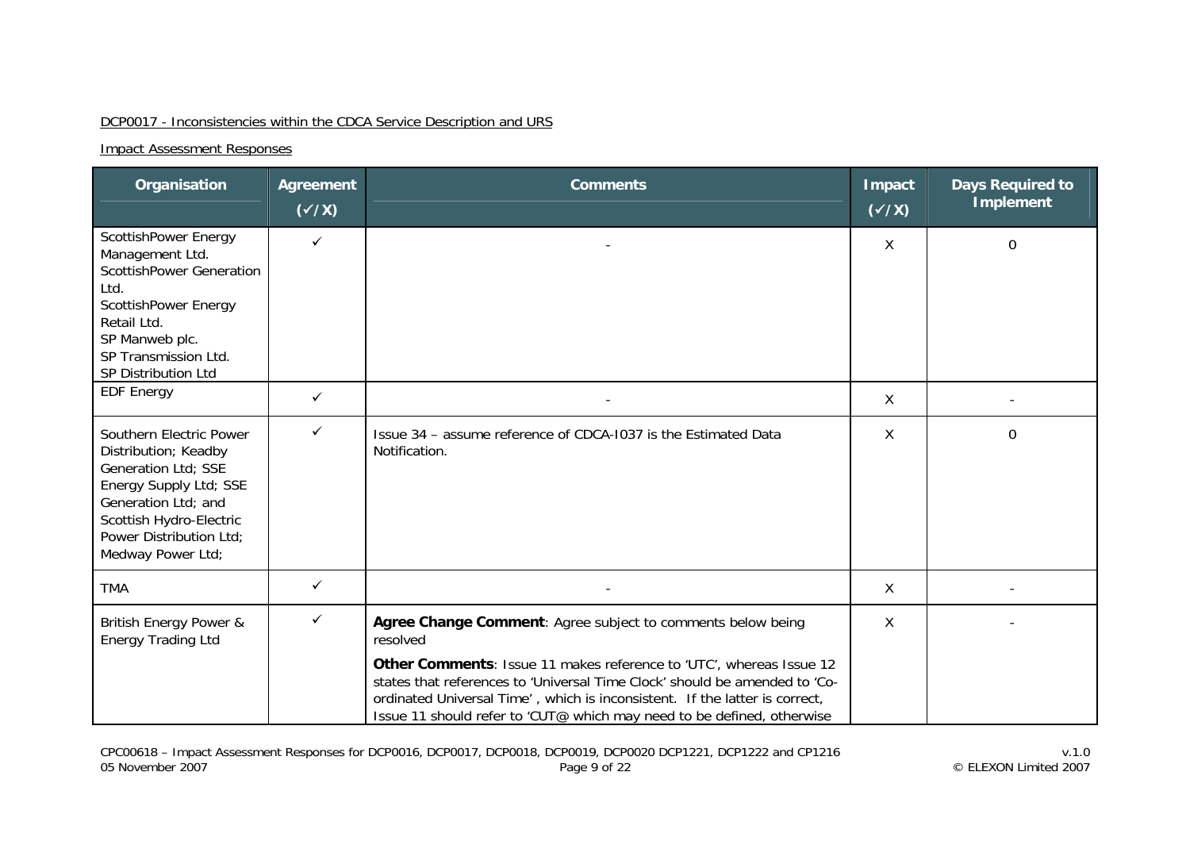DCP0017 - Inconsistencies within the CDCA Service Description and URS

Impact Assessment Responses

| Organisation | Agreement (✓/X) | Comments | Impact (✓/X) | Days Required to Implement |
|---|---|---|---|---|
| ScottishPower Energy Management Ltd.<br>ScottishPower Generation Ltd.<br>ScottishPower Energy Retail Ltd.<br>SP Manweb plc.<br>SP Transmission Ltd.<br>SP Distribution Ltd | ✓ | - | X | 0 |
| EDF Energy | ✓ | - | X | - |
| Southern Electric Power Distribution; Keadby Generation Ltd; SSE Energy Supply Ltd; SSE Generation Ltd; and Scottish Hydro-Electric Power Distribution Ltd; Medway Power Ltd; | ✓ | Issue 34 – assume reference of CDCA-I037 is the Estimated Data Notification. | X | 0 |
| TMA | ✓ | - | X | - |
| British Energy Power & Energy Trading Ltd | ✓ | **Agree Change Comment**: Agree subject to comments below being resolved<br>**Other Comments**: Issue 11 makes reference to 'UTC', whereas Issue 12 states that references to 'Universal Time Clock' should be amended to 'Co-ordinated Universal Time' , which is inconsistent. If the latter is correct, Issue 11 should refer to 'CUT@ which may need to be defined, otherwise | X | - |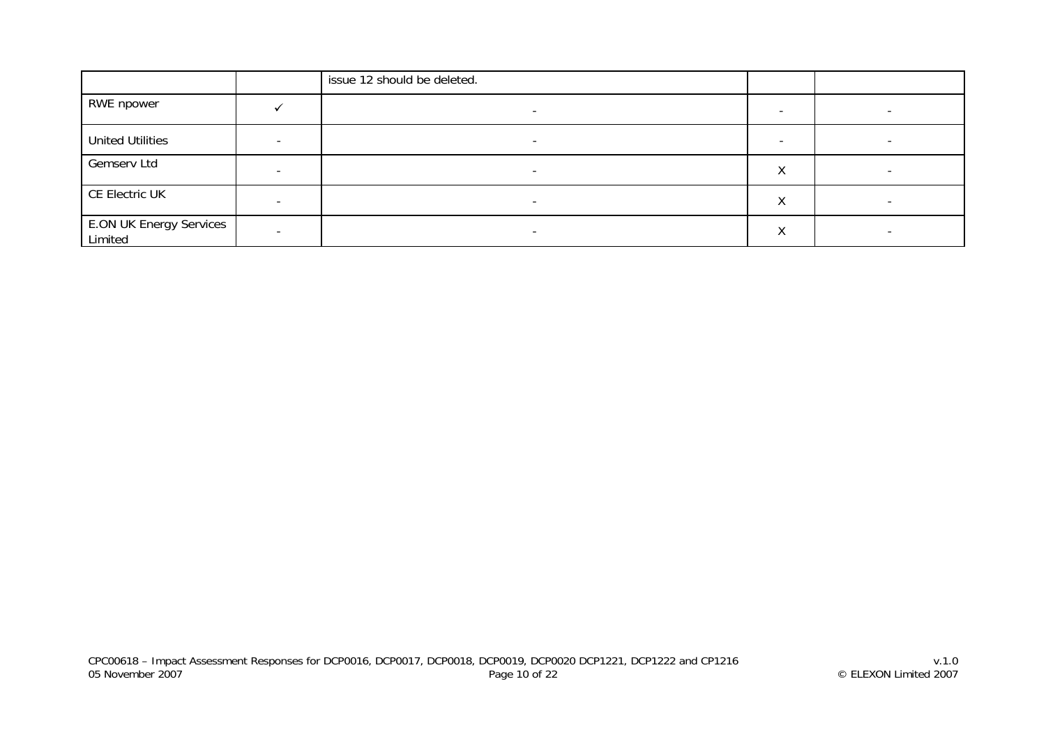| | | | | |
|---|---|---|---|---|
| | | issue 12 should be deleted. | | |
| RWE npower | ✓ | - | - | - |
| United Utilities | - | - | - | - |
| Gemserv Ltd | - | - | X | - |
| CE Electric UK | - | - | X | - |
| E.ON UK Energy Services Limited | - | - | X | - |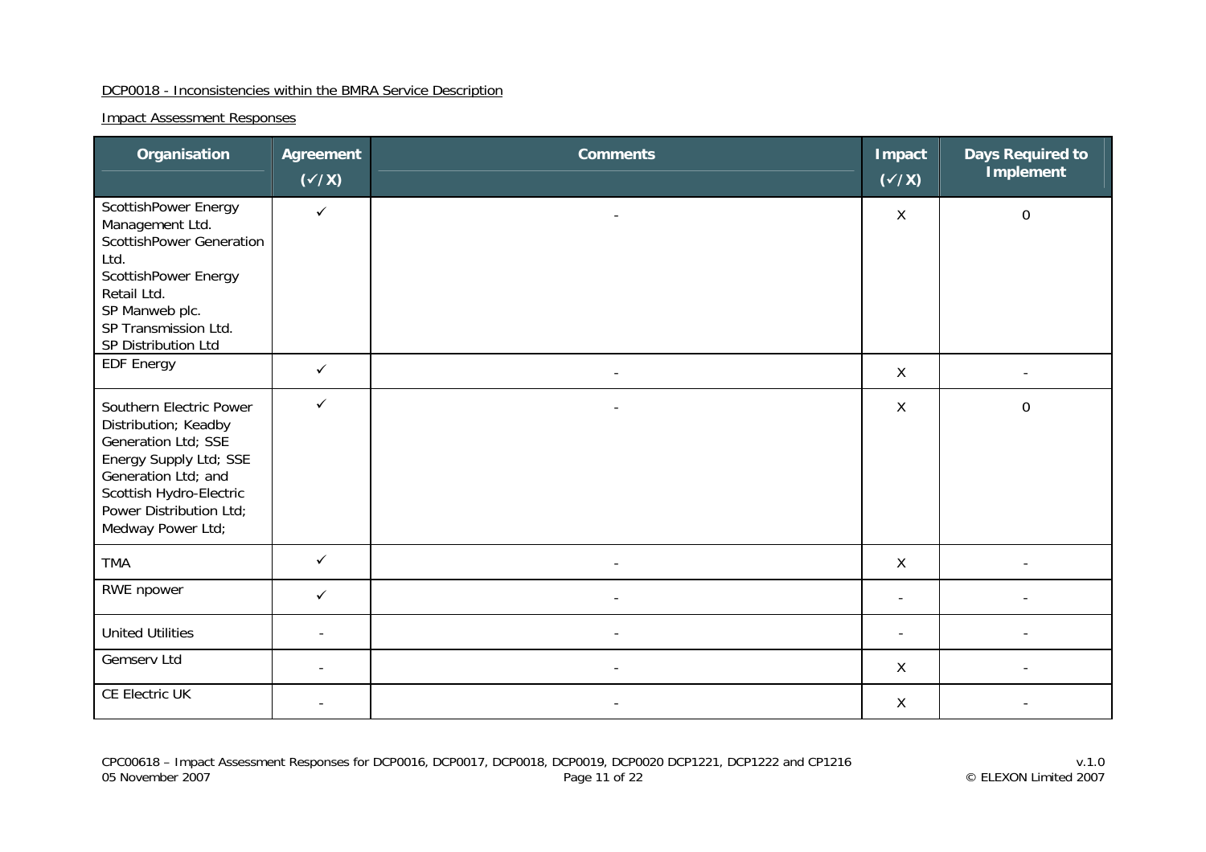DCP0018 - Inconsistencies within the BMRA Service Description

Impact Assessment Responses

| Organisation | Agreement (✓/X) | Comments | Impact (✓/X) | Days Required to Implement |
|---|---|---|---|---|
| ScottishPower Energy Management Ltd. ScottishPower Generation Ltd. ScottishPower Energy Retail Ltd. SP Manweb plc. SP Transmission Ltd. SP Distribution Ltd | ✓ | - | X | 0 |
| EDF Energy | ✓ | - | X | - |
| Southern Electric Power Distribution; Keadby Generation Ltd; SSE Energy Supply Ltd; SSE Generation Ltd; and Scottish Hydro-Electric Power Distribution Ltd; Medway Power Ltd; | ✓ | - | X | 0 |
| TMA | ✓ | - | X | - |
| RWE npower | ✓ | - | - | - |
| United Utilities | - | - | - | - |
| Gemserv Ltd | - | - | X | - |
| CE Electric UK | - | - | X | - |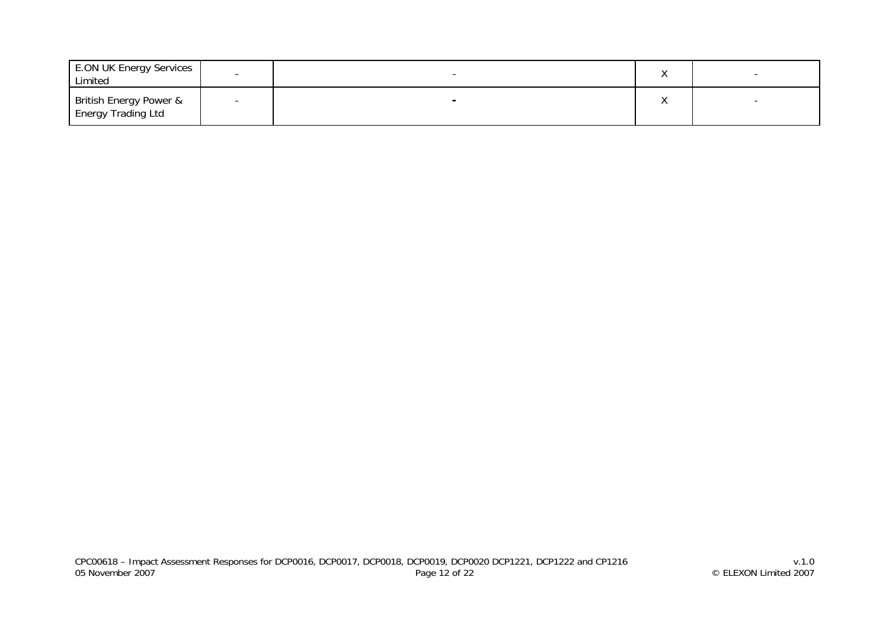| | | | | |
|---|---|---|---|---|
| E.ON UK Energy Services Limited | - | - | X | - |
| British Energy Power & Energy Trading Ltd | - | - | X | - |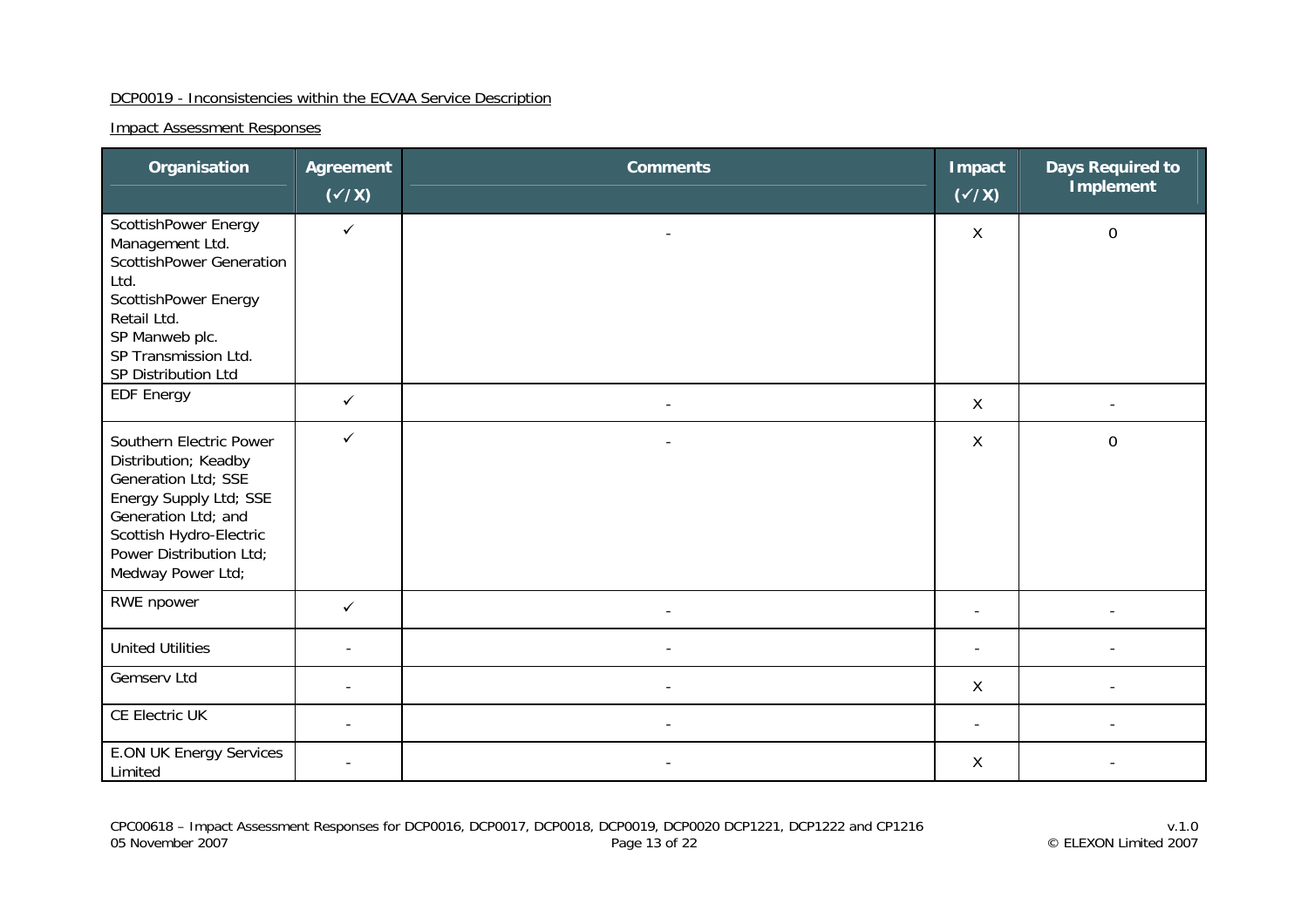DCP0019 - Inconsistencies within the ECVAA Service Description

Impact Assessment Responses

| Organisation | Agreement (✓/X) | Comments | Impact (✓/X) | Days Required to Implement |
|---|---|---|---|---|
| ScottishPower Energy Management Ltd. ScottishPower Generation Ltd. ScottishPower Energy Retail Ltd. SP Manweb plc. SP Transmission Ltd. SP Distribution Ltd | ✓ | - | X | 0 |
| EDF Energy | ✓ | - | X | - |
| Southern Electric Power Distribution; Keadby Generation Ltd; SSE Energy Supply Ltd; SSE Generation Ltd; and Scottish Hydro-Electric Power Distribution Ltd; Medway Power Ltd; | ✓ | - | X | 0 |
| RWE npower | ✓ | - | - | - |
| United Utilities | - | - | - | - |
| Gemserv Ltd | - | - | X | - |
| CE Electric UK | - | - | - | - |
| E.ON UK Energy Services Limited | - | - | X | - |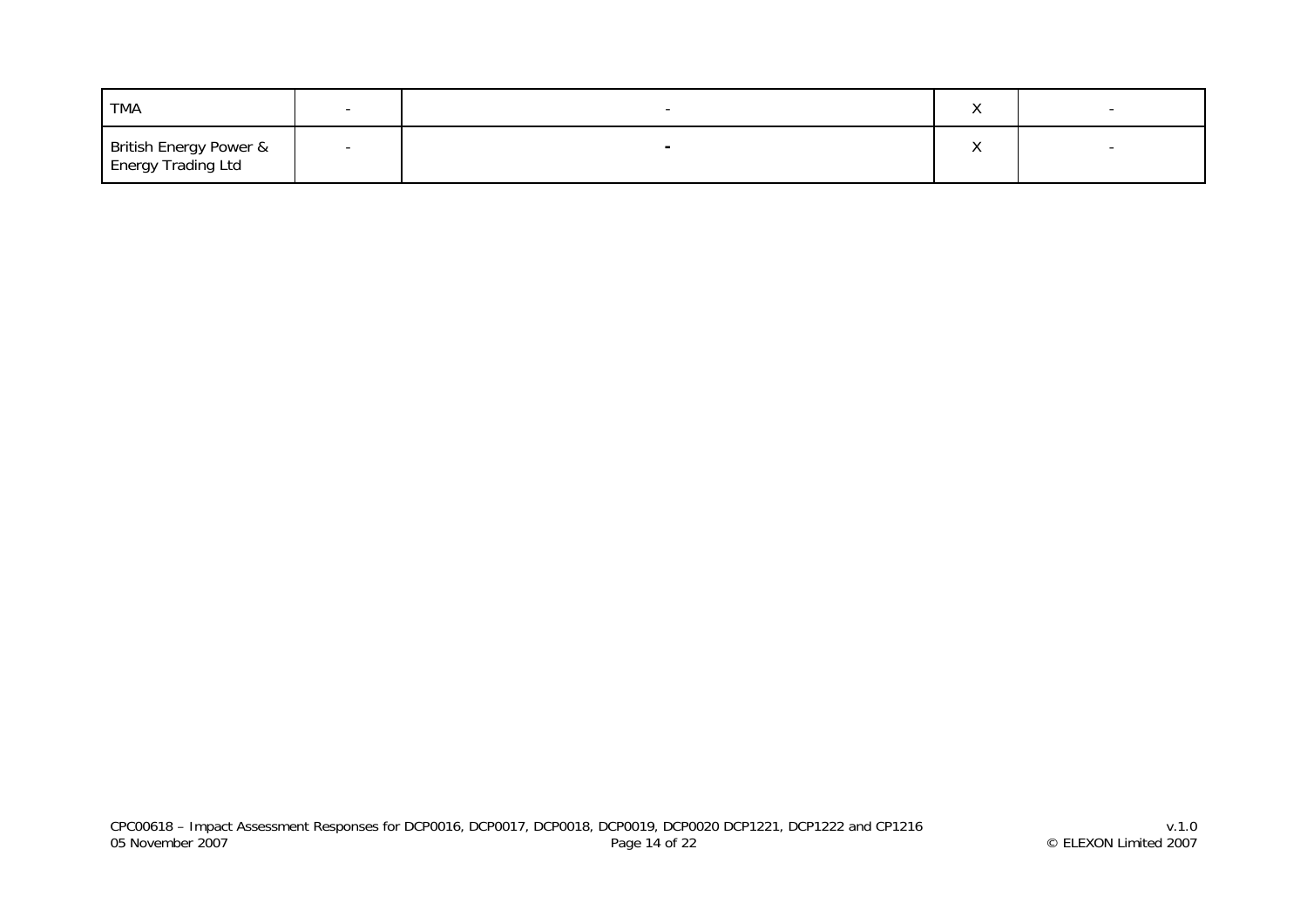| | | | | |
|---|---|---|---|---|
| TMA | - | - | X | - |
| British Energy Power & Energy Trading Ltd | - | - | X | - |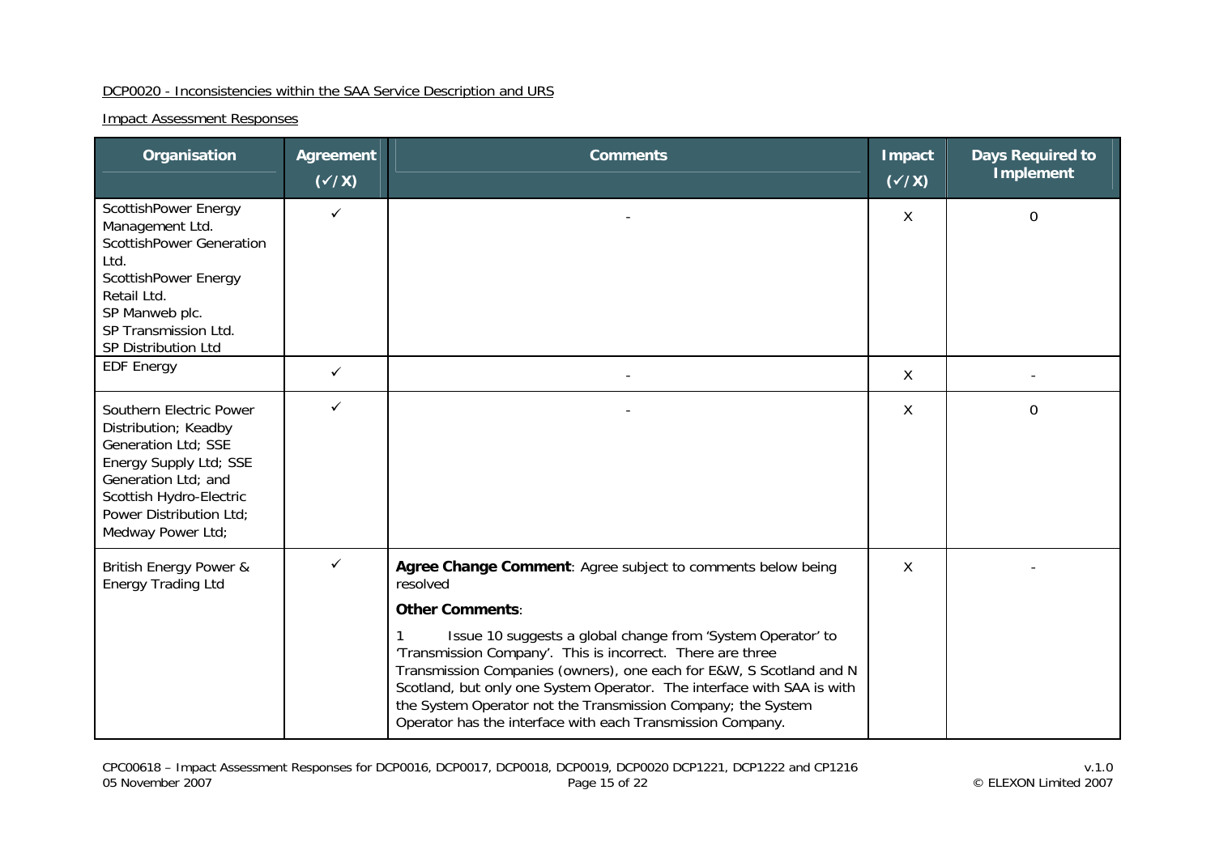DCP0020 - Inconsistencies within the SAA Service Description and URS

Impact Assessment Responses

| Organisation | Agreement (✓/X) | Comments | Impact (✓/X) | Days Required to Implement |
| --- | --- | --- | --- | --- |
| ScottishPower Energy Management Ltd.<br>ScottishPower Generation Ltd.<br>ScottishPower Energy Retail Ltd.<br>SP Manweb plc.<br>SP Transmission Ltd.<br>SP Distribution Ltd | ✓ | - | X | 0 |
| EDF Energy | ✓ | - | X | - |
| Southern Electric Power Distribution; Keadby Generation Ltd; SSE Energy Supply Ltd; SSE Generation Ltd; and Scottish Hydro-Electric Power Distribution Ltd; Medway Power Ltd; | ✓ | - | X | 0 |
| British Energy Power & Energy Trading Ltd | ✓ | **Agree Change Comment**: Agree subject to comments below being resolved<br>**Other Comments**:<br>1 Issue 10 suggests a global change from 'System Operator' to 'Transmission Company'. This is incorrect. There are three Transmission Companies (owners), one each for E&W, S Scotland and N Scotland, but only one System Operator. The interface with SAA is with the System Operator not the Transmission Company; the System Operator has the interface with each Transmission Company. | X | - |

CPC00618 – Impact Assessment Responses for DCP0016, DCP0017, DCP0018, DCP0019, DCP0020 DCP1221, DCP1222 and CP1216
05 November 2007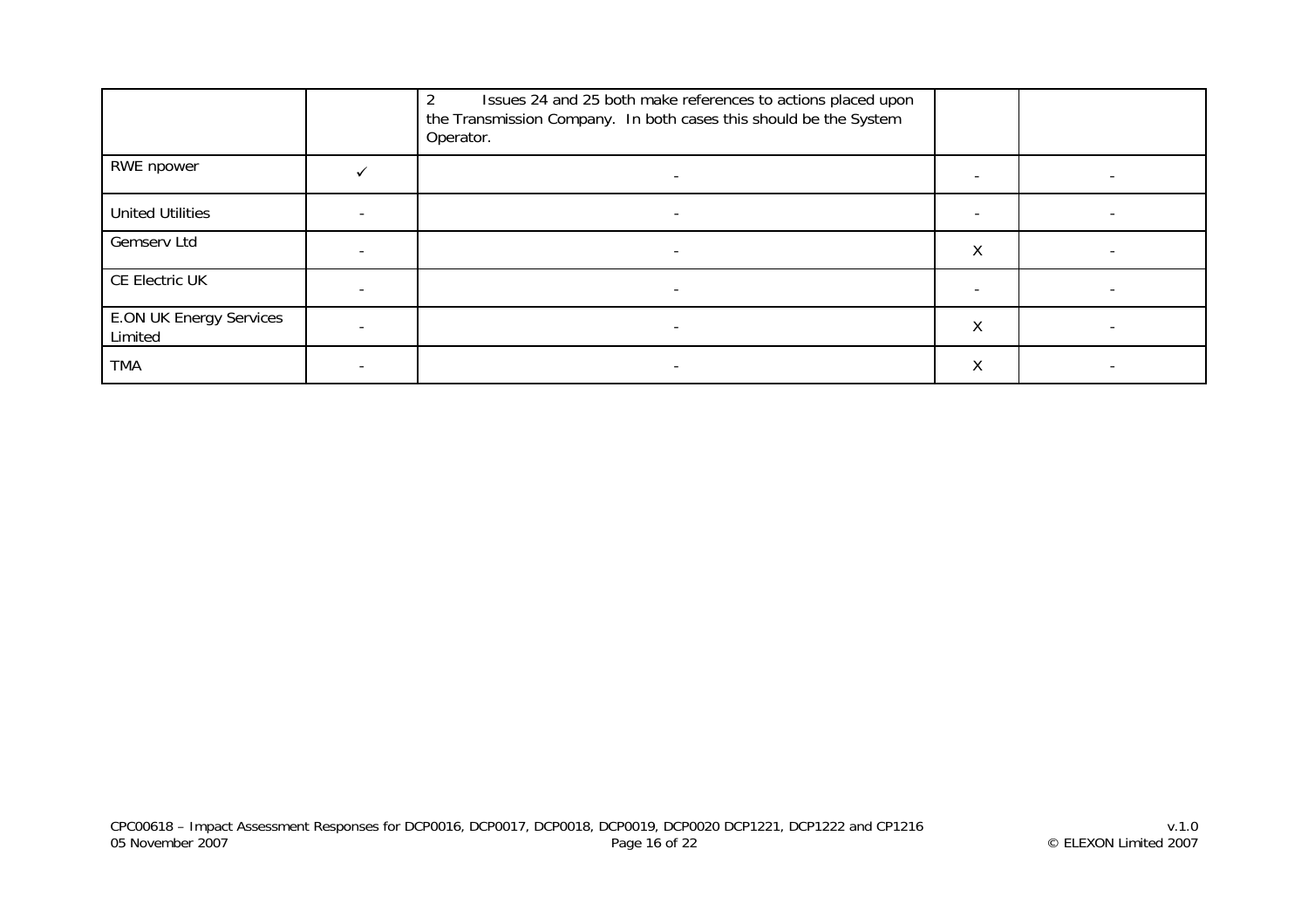| | | | | |
|---|---|---|---|---|
| | | 2 Issues 24 and 25 both make references to actions placed upon the Transmission Company. In both cases this should be the System Operator. | | |
| RWE npower | ✓ | - | - | - |
| United Utilities | - | - | - | - |
| Gemserv Ltd | - | - | X | - |
| CE Electric UK | - | - | - | - |
| E.ON UK Energy Services Limited | - | - | X | - |
| TMA | - | - | X | - |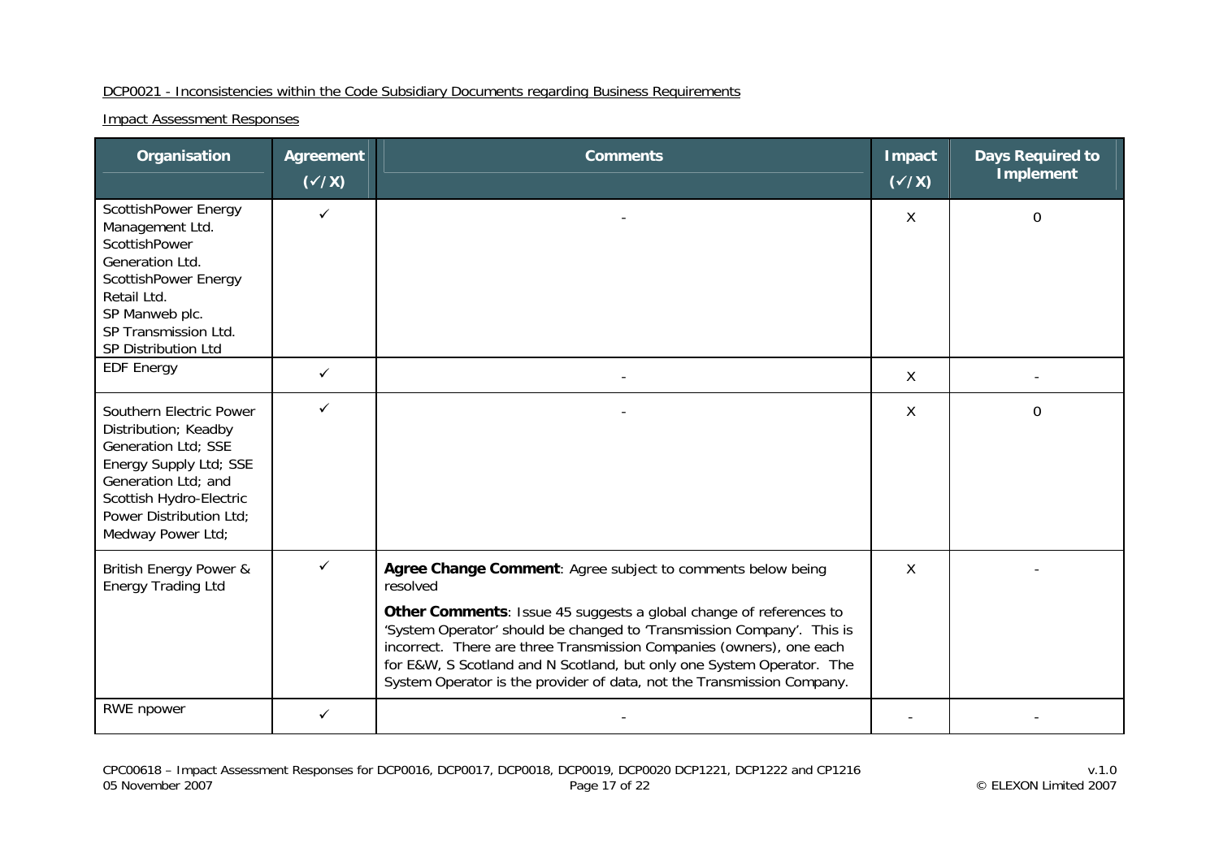DCP0021 - Inconsistencies within the Code Subsidiary Documents regarding Business Requirements

Impact Assessment Responses

| Organisation | Agreement (✓/X) | Comments | Impact (✓/X) | Days Required to Implement |
|---|---|---|---|---|
| ScottishPower Energy Management Ltd.<br>ScottishPower Generation Ltd.<br>ScottishPower Energy Retail Ltd.<br>SP Manweb plc.<br>SP Transmission Ltd.<br>SP Distribution Ltd | ✓ | - | X | 0 |
| EDF Energy | ✓ | - | X | - |
| Southern Electric Power Distribution; Keadby Generation Ltd; SSE Energy Supply Ltd; SSE Generation Ltd; and Scottish Hydro-Electric Power Distribution Ltd; Medway Power Ltd; | ✓ | - | X | 0 |
| British Energy Power & Energy Trading Ltd | ✓ | **Agree Change Comment**: Agree subject to comments below being resolved<br>**Other Comments**: Issue 45 suggests a global change of references to 'System Operator' should be changed to 'Transmission Company'. This is incorrect. There are three Transmission Companies (owners), one each for E&W, S Scotland and N Scotland, but only one System Operator. The System Operator is the provider of data, not the Transmission Company. | X | - |
| RWE npower | ✓ | - | - | - |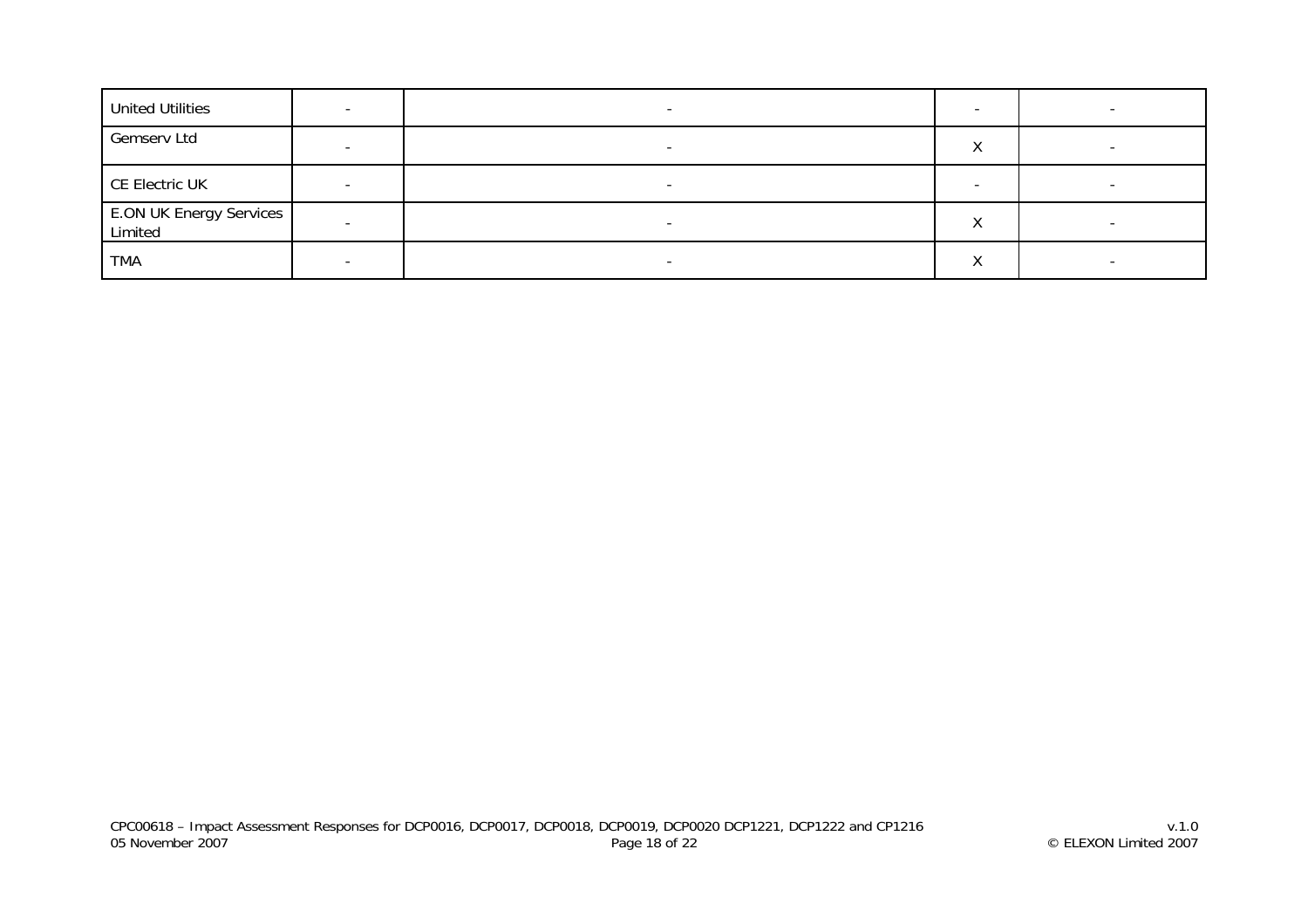| | | | | |
|---|---|---|---|---|
| United Utilities | - | - | - | - |
| Gemserv Ltd | - | - | X | - |
| CE Electric UK | - | - | - | - |
| E.ON UK Energy Services Limited | - | - | X | - |
| TMA | - | - | X | - |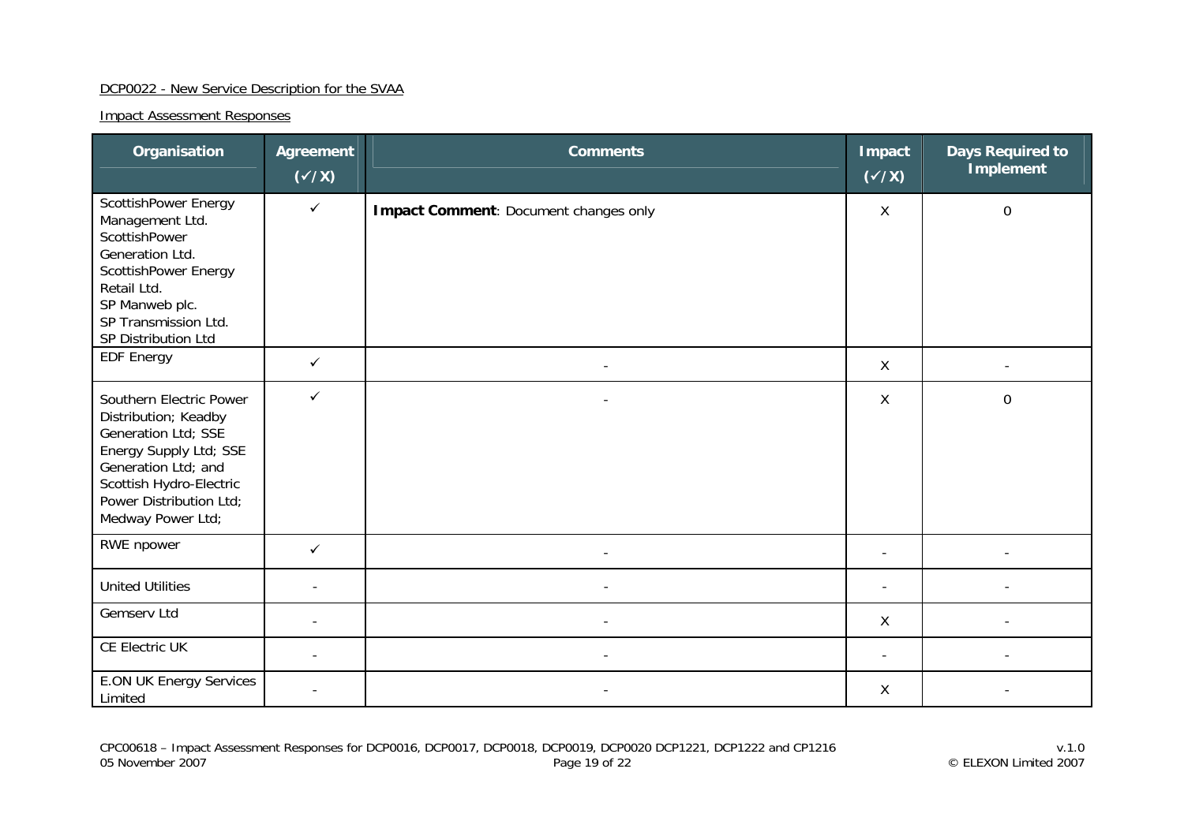DCP0022 - New Service Description for the SVAA

Impact Assessment Responses

| Organisation | Agreement (✓/X) | Comments | Impact (✓/X) | Days Required to Implement |
|---|---|---|---|---|
| ScottishPower Energy Management Ltd. ScottishPower Generation Ltd. ScottishPower Energy Retail Ltd. SP Manweb plc. SP Transmission Ltd. SP Distribution Ltd | ✓ | **Impact Comment**: Document changes only | X | 0 |
| EDF Energy | ✓ | - | X | - |
| Southern Electric Power Distribution; Keadby Generation Ltd; SSE Energy Supply Ltd; SSE Generation Ltd; and Scottish Hydro-Electric Power Distribution Ltd; Medway Power Ltd; | ✓ | - | X | 0 |
| RWE npower | ✓ | - | - | - |
| United Utilities | - | - | - | - |
| Gemserv Ltd | - | - | X | - |
| CE Electric UK | - | - | - | - |
| E.ON UK Energy Services Limited | - | - | X | - |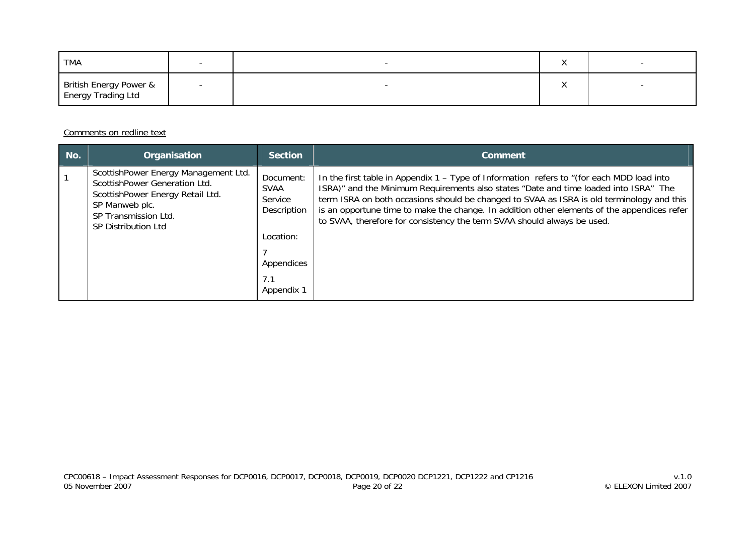| TMA | - | - | X | - |
|---|---|---|---|---|
| British Energy Power & Energy Trading Ltd | - | - | X | - |

Comments on redline text

| No. | Organisation | Section | Comment |
|---|---|---|---|
| 1 | ScottishPower Energy Management Ltd.<br>ScottishPower Generation Ltd.<br>ScottishPower Energy Retail Ltd.<br>SP Manweb plc.<br>SP Transmission Ltd.<br>SP Distribution Ltd | Document: SVAA Service Description<br><br>Location:<br><br>7 Appendices<br><br>7.1 Appendix 1 | In the first table in Appendix 1 – Type of Information refers to "(for each MDD load into ISRA)" and the Minimum Requirements also states "Date and time loaded into ISRA" The term ISRA on both occasions should be changed to SVAA as ISRA is old terminology and this is an opportune time to make the change. In addition other elements of the appendices refer to SVAA, therefore for consistency the term SVAA should always be used. |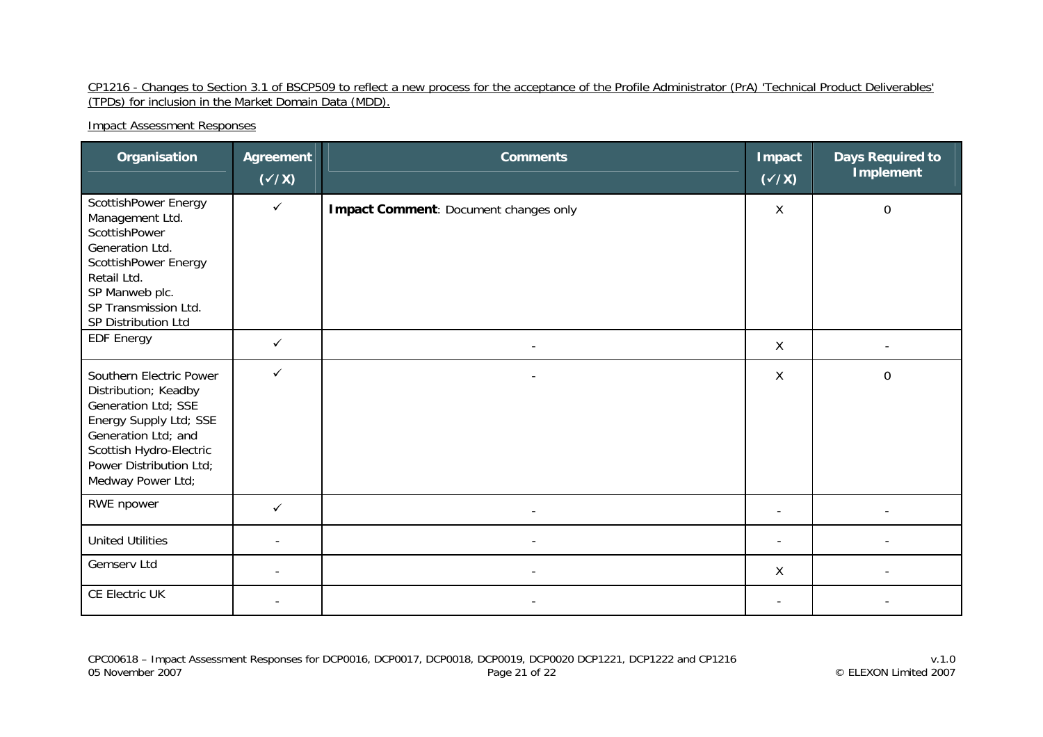CP1216 - Changes to Section 3.1 of BSCP509 to reflect a new process for the acceptance of the Profile Administrator (PrA) 'Technical Product Deliverables' (TPDs) for inclusion in the Market Domain Data (MDD).

Impact Assessment Responses

| Organisation | Agreement (✓/X) | Comments | Impact (✓/X) | Days Required to Implement |
|---|---|---|---|---|
| ScottishPower Energy Management Ltd. ScottishPower Generation Ltd. ScottishPower Energy Retail Ltd. SP Manweb plc. SP Transmission Ltd. SP Distribution Ltd | ✓ | **Impact Comment**: Document changes only | X | 0 |
| EDF Energy | ✓ | - | X | - |
| Southern Electric Power Distribution; Keadby Generation Ltd; SSE Energy Supply Ltd; SSE Generation Ltd; and Scottish Hydro-Electric Power Distribution Ltd; Medway Power Ltd; | ✓ | - | X | 0 |
| RWE npower | ✓ | - | - | - |
| United Utilities | - | - | - | - |
| Gemserv Ltd | - | - | X | - |
| CE Electric UK | - | - | - | - |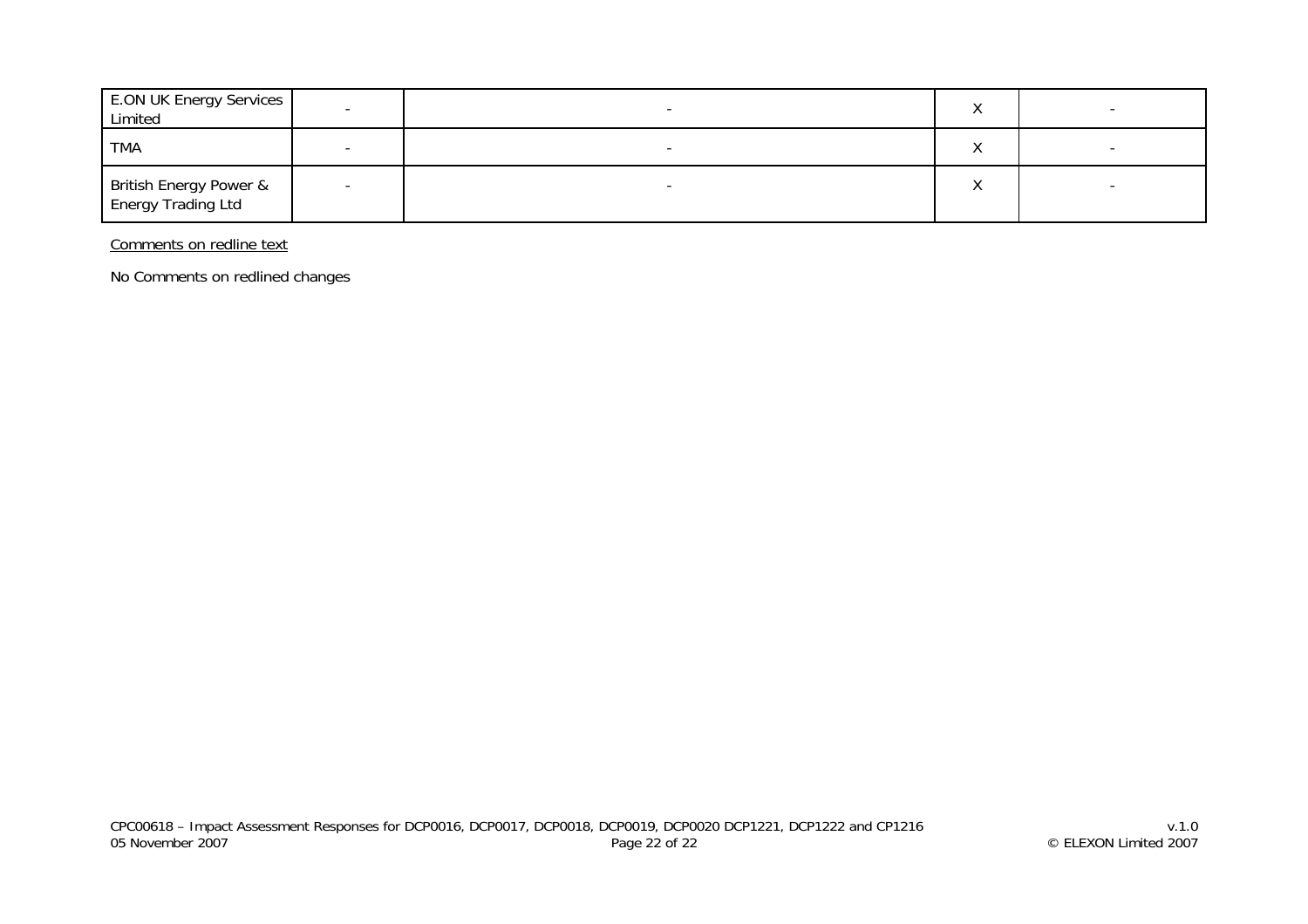| | | | | |
|---|---|---|---|---|
| E.ON UK Energy Services Limited | - | - | X | - |
| TMA | - | - | X | - |
| British Energy Power & Energy Trading Ltd | - | - | X | - |

Comments on redline text

No Comments on redlined changes